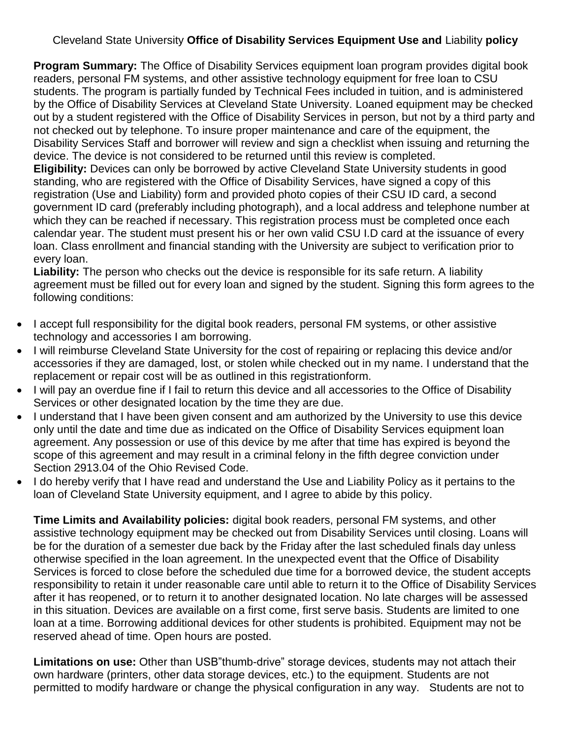# Cleveland State University **Office of Disability Services Equipment Use and** Liability **policy**

**Program Summary:** The Office of Disability Services equipment loan program provides digital book readers, personal FM systems, and other assistive technology equipment for free loan to CSU students. The program is partially funded by Technical Fees included in tuition, and is administered by the Office of Disability Services at Cleveland State University. Loaned equipment may be checked out by a student registered with the Office of Disability Services in person, but not by a third party and not checked out by telephone. To insure proper maintenance and care of the equipment, the Disability Services Staff and borrower will review and sign a checklist when issuing and returning the device. The device is not considered to be returned until this review is completed.

**Eligibility:** Devices can only be borrowed by active Cleveland State University students in good standing, who are registered with the Office of Disability Services, have signed a copy of this registration (Use and Liability) form and provided photo copies of their CSU ID card, a second government ID card (preferably including photograph), and a local address and telephone number at which they can be reached if necessary. This registration process must be completed once each calendar year. The student must present his or her own valid CSU I.D card at the issuance of every loan. Class enrollment and financial standing with the University are subject to verification prior to every loan.

**Liability:** The person who checks out the device is responsible for its safe return. A liability agreement must be filled out for every loan and signed by the student. Signing this form agrees to the following conditions:

- I accept full responsibility for the digital book readers, personal FM systems, or other assistive technology and accessories I am borrowing.
- I will reimburse Cleveland State University for the cost of repairing or replacing this device and/or accessories if they are damaged, lost, or stolen while checked out in my name. I understand that the replacement or repair cost will be as outlined in this registrationform.
- I will pay an overdue fine if I fail to return this device and all accessories to the Office of Disability Services or other designated location by the time they are due.
- I understand that I have been given consent and am authorized by the University to use this device only until the date and time due as indicated on the Office of Disability Services equipment loan agreement. Any possession or use of this device by me after that time has expired is beyond the scope of this agreement and may result in a criminal felony in the fifth degree conviction under Section 2913.04 of the Ohio Revised Code.
- I do hereby verify that I have read and understand the Use and Liability Policy as it pertains to the loan of Cleveland State University equipment, and I agree to abide by this policy.

**Time Limits and Availability policies:** digital book readers, personal FM systems, and other assistive technology equipment may be checked out from Disability Services until closing. Loans will be for the duration of a semester due back by the Friday after the last scheduled finals day unless otherwise specified in the loan agreement. In the unexpected event that the Office of Disability Services is forced to close before the scheduled due time for a borrowed device, the student accepts responsibility to retain it under reasonable care until able to return it to the Office of Disability Services after it has reopened, or to return it to another designated location. No late charges will be assessed in this situation. Devices are available on a first come, first serve basis. Students are limited to one loan at a time. Borrowing additional devices for other students is prohibited. Equipment may not be reserved ahead of time. Open hours are posted.

**Limitations on use:** Other than USB"thumb-drive" storage devices, students may not attach their own hardware (printers, other data storage devices, etc.) to the equipment. Students are not permitted to modify hardware or change the physical configuration in any way. Students are not to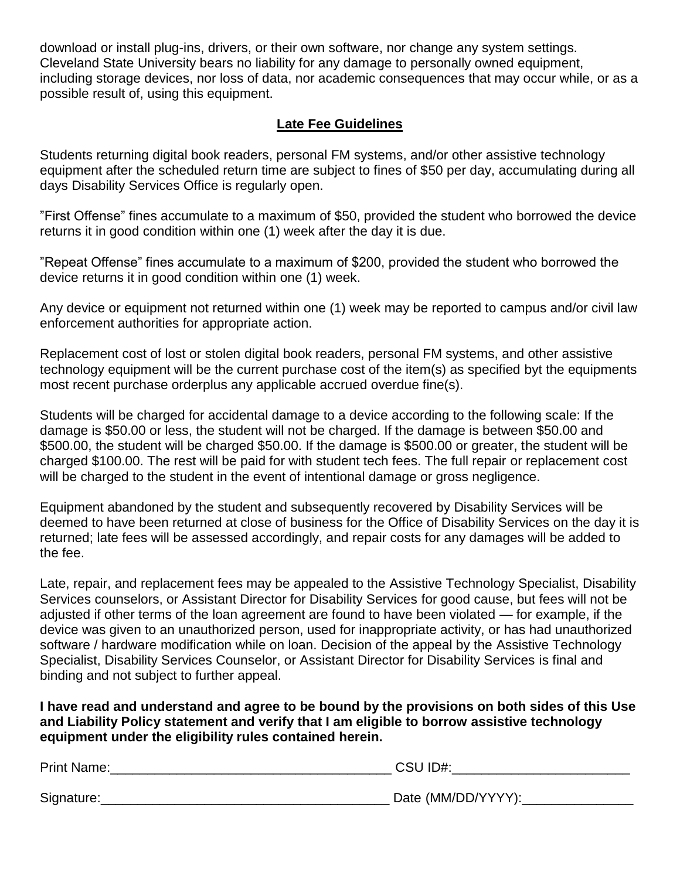download or install plug-ins, drivers, or their own software, nor change any system settings. Cleveland State University bears no liability for any damage to personally owned equipment, including storage devices, nor loss of data, nor academic consequences that may occur while, or as a possible result of, using this equipment.

## Late Fee Guidelines

Students returning digital book readers, personal FM systems, and/or other assistive technology equipment after the scheduled return time are subject to fines of $50 per day, accumulating during all days Disability Services Office is regularly open.

”First Offense” fines accumulate to a maximum of $50, provided the student who borrowed the device returns it in good condition within one (1) week after the day it is due.

”Repeat Offense” fines accumulate to a maximum of $200, provided the student who borrowed the device returns it in good condition within one (1) week.

Any device or equipment not returned within one (1) week may be reported to campus and/or civil law enforcement authorities for appropriate action.

Replacement cost of lost or stolen digital book readers, personal FM systems, and other assistive technology equipment will be the current purchase cost of the item(s) as specified byt the equipments most recent purchase orderplus any applicable accrued overdue fine(s).

Students will be charged for accidental damage to a device according to the following scale: If the damage is $50.00 or less, the student will not be charged. If the damage is between $50.00 and $500.00, the student will be charged $50.00. If the damage is $500.00 or greater, the student will be charged $100.00. The rest will be paid for with student tech fees. The full repair or replacement cost will be charged to the student in the event of intentional damage or gross negligence.

Equipment abandoned by the student and subsequently recovered by Disability Services will be deemed to have been returned at close of business for the Office of Disability Services on the day it is returned; late fees will be assessed accordingly, and repair costs for any damages will be added to the fee.

Late, repair, and replacement fees may be appealed to the Assistive Technology Specialist, Disability Services counselors, or Assistant Director for Disability Services for good cause, but fees will not be adjusted if other terms of the loan agreement are found to have been violated — for example, if the device was given to an unauthorized person, used for inappropriate activity, or has had unauthorized software / hardware modification while on loan. Decision of the appeal by the Assistive Technology Specialist, Disability Services Counselor, or Assistant Director for Disability Services is final and binding and not subject to further appeal.

**I have read and understand and agree to be bound by the provisions on both sides of this Use and Liability Policy statement and verify that I am eligible to borrow assistive technology equipment under the eligibility rules contained herein.**

Print Name:_______________________________________ CSU ID#:________________________

Signature:________________________________________ Date (MM/DD/YYYY):_______________